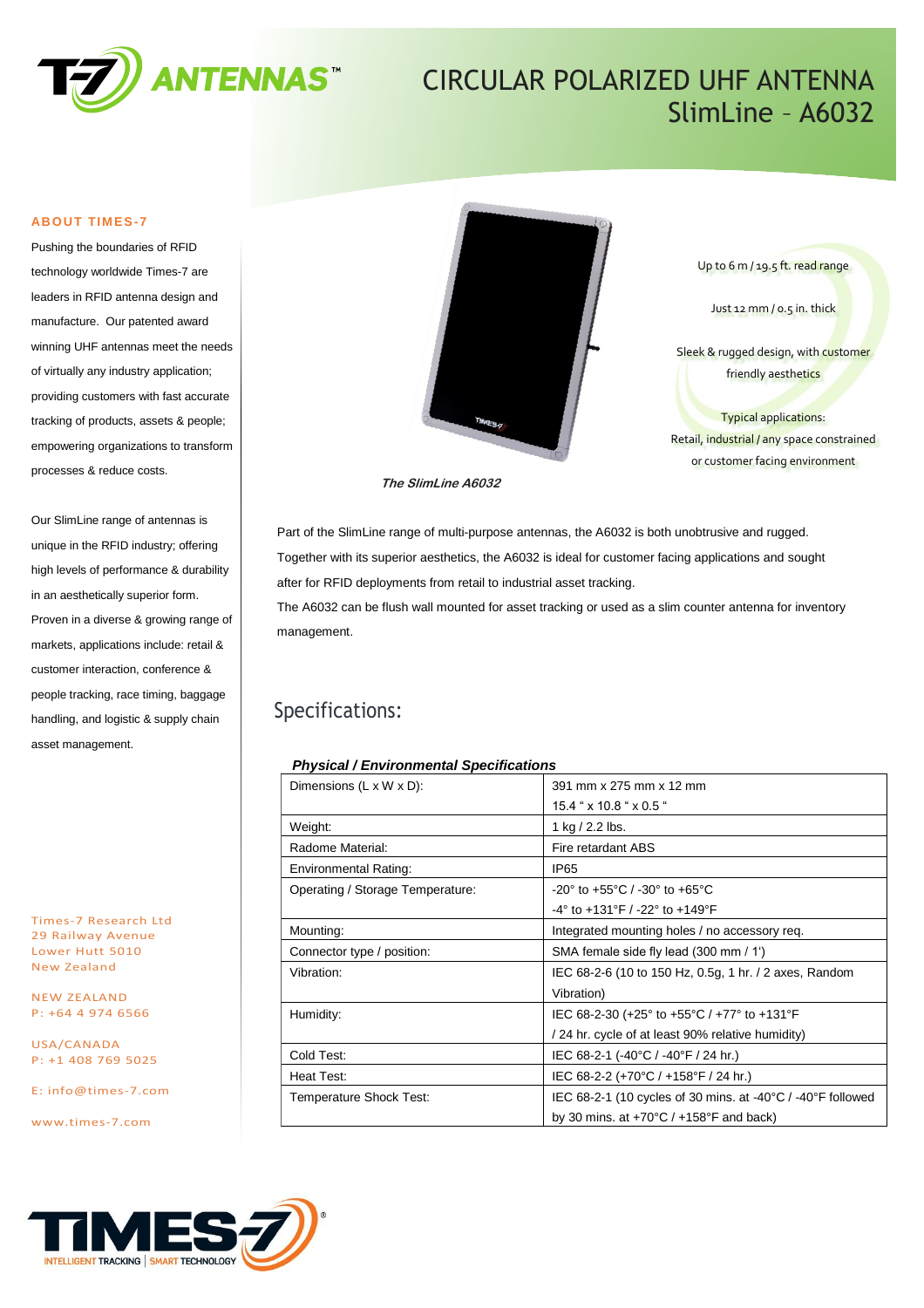# CIRCULAR POLARIZED UHF ANTENNA
## SlimLine – A6032

### ABOUT TIMES-7

Pushing the boundaries of RFID technology worldwide Times-7 are leaders in RFID antenna design and manufacture. Our patented award winning UHF antennas meet the needs of virtually any industry application; providing customers with fast accurate tracking of products, assets & people; empowering organizations to transform processes & reduce costs.

Our SlimLine range of antennas is unique in the RFID industry; offering high levels of performance & durability in an aesthetically superior form. Proven in a diverse & growing range of markets, applications include: retail & customer interaction, conference & people tracking, race timing, baggage handling, and logistic & supply chain asset management.

Times-7 Research Ltd
29 Railway Avenue
Lower Hutt 5010
New Zealand

NEW ZEALAND
P: +64 4 974 6566

USA/CANADA
P: +1 408 769 5025

E: info@times-7.com

www.times-7.com

*The SlimLine A6032*

Up to 6 m / 19.5 ft. read range

Just 12 mm / 0.5 in. thick

Sleek & rugged design, with customer friendly aesthetics

Typical applications:
Retail, industrial / any space constrained or customer facing environment

Part of the SlimLine range of multi-purpose antennas, the A6032 is both unobtrusive and rugged. Together with its superior aesthetics, the A6032 is ideal for customer facing applications and sought after for RFID deployments from retail to industrial asset tracking.
The A6032 can be flush wall mounted for asset tracking or used as a slim counter antenna for inventory management.

## Specifications:

***Physical / Environmental Specifications***

| | |
|---|---|
| Dimensions (L x W x D): | 391 mm x 275 mm x 12 mm<br>15.4 " x 10.8 " x 0.5 " |
| Weight: | 1 kg / 2.2 lbs. |
| Radome Material: | Fire retardant ABS |
| Environmental Rating: | IP65 |
| Operating / Storage Temperature: | -20° to +55°C / -30° to +65°C<br>-4° to +131°F / -22° to +149°F |
| Mounting: | Integrated mounting holes / no accessory req. |
| Connector type / position: | SMA female side fly lead (300 mm / 1') |
| Vibration: | IEC 68-2-6 (10 to 150 Hz, 0.5g, 1 hr. / 2 axes, Random Vibration) |
| Humidity: | IEC 68-2-30 (+25° to +55°C / +77° to +131°F / 24 hr. cycle of at least 90% relative humidity) |
| Cold Test: | IEC 68-2-1 (-40°C / -40°F / 24 hr.) |
| Heat Test: | IEC 68-2-2 (+70°C / +158°F / 24 hr.) |
| Temperature Shock Test: | IEC 68-2-1 (10 cycles of 30 mins. at -40°C / -40°F followed by 30 mins. at +70°C / +158°F and back) |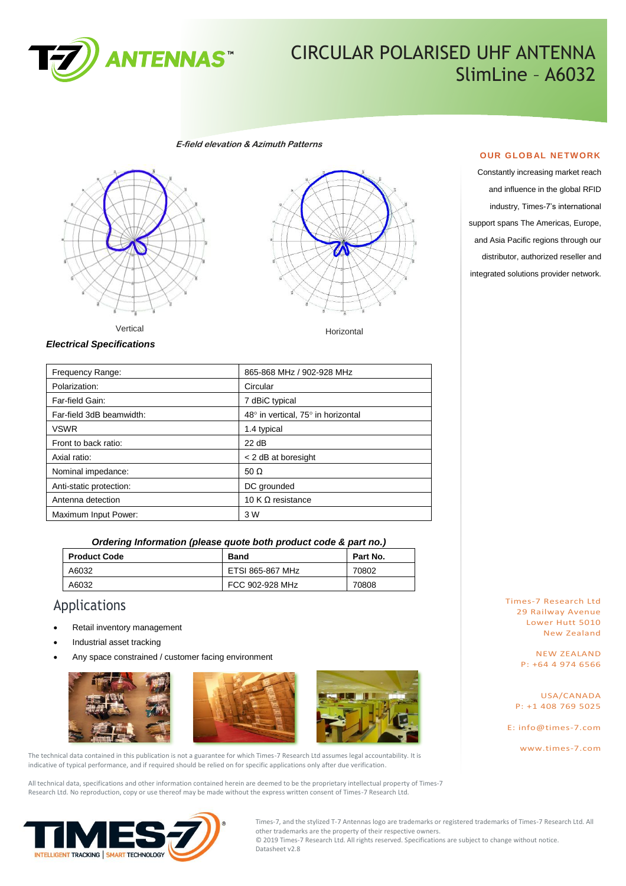# CIRCULAR POLARISED UHF ANTENNA SlimLine – A6032

***E-field elevation & Azimuth Patterns***

Vertical

Horizontal

***Electrical Specifications***

| | |
|---|---|
| Frequency Range: | 865-868 MHz / 902-928 MHz |
| Polarization: | Circular |
| Far-field Gain: | 7 dBiC typical |
| Far-field 3dB beamwidth: | 48° in vertical, 75° in horizontal |
| VSWR | 1.4 typical |
| Front to back ratio: | 22 dB |
| Axial ratio: | < 2 dB at boresight |
| Nominal impedance: | 50 Ω |
| Anti-static protection: | DC grounded |
| Antenna detection | 10 K Ω resistance |
| Maximum Input Power: | 3 W |

***Ordering Information (please quote both product code & part no.)***

| Product Code | Band | Part No. |
|---|---|---|
| A6032 | ETSI 865-867 MHz | 70802 |
| A6032 | FCC 902-928 MHz | 70808 |

## Applications

- Retail inventory management
- Industrial asset tracking
- Any space constrained / customer facing environment

The technical data contained in this publication is not a guarantee for which Times-7 Research Ltd assumes legal accountability. It is indicative of typical performance, and if required should be relied on for specific applications only after due verification.

All technical data, specifications and other information contained herein are deemed to be the proprietary intellectual property of Times-7 Research Ltd. No reproduction, copy or use thereof may be made without the express written consent of Times-7 Research Ltd.

**OUR GLOBAL NETWORK**

Constantly increasing market reach and influence in the global RFID industry, Times-7's international support spans The Americas, Europe, and Asia Pacific regions through our distributor, authorized reseller and integrated solutions provider network.

Times-7 Research Ltd
29 Railway Avenue
Lower Hutt 5010
New Zealand

NEW ZEALAND
P: +64 4 974 6566

USA/CANADA
P: +1 408 769 5025

E: info@times-7.com

www.times-7.com

Times-7, and the stylized T-7 Antennas logo are trademarks or registered trademarks of Times-7 Research Ltd. All other trademarks are the property of their respective owners.
© 2019 Times-7 Research Ltd. All rights reserved. Specifications are subject to change without notice.
Datasheet v2.8